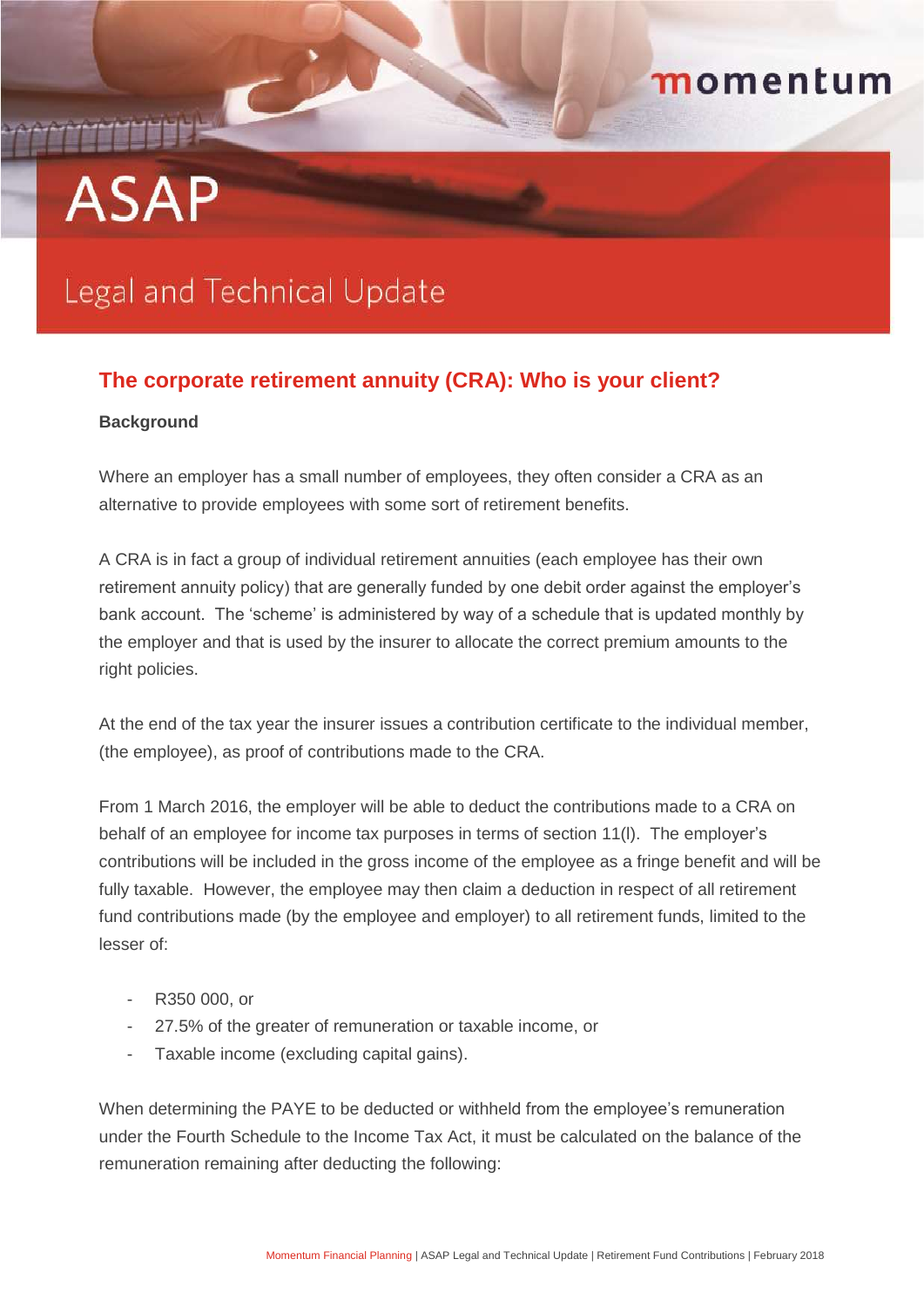momentum

# ASAP

Legal and Technical Update

## The corporate retirement annuity (CRA): Who is your client?

**Background**

Where an employer has a small number of employees, they often consider a CRA as an alternative to provide employees with some sort of retirement benefits.

A CRA is in fact a group of individual retirement annuities (each employee has their own retirement annuity policy) that are generally funded by one debit order against the employer's bank account. The 'scheme' is administered by way of a schedule that is updated monthly by the employer and that is used by the insurer to allocate the correct premium amounts to the right policies.

At the end of the tax year the insurer issues a contribution certificate to the individual member, (the employee), as proof of contributions made to the CRA.

From 1 March 2016, the employer will be able to deduct the contributions made to a CRA on behalf of an employee for income tax purposes in terms of section 11(l). The employer's contributions will be included in the gross income of the employee as a fringe benefit and will be fully taxable. However, the employee may then claim a deduction in respect of all retirement fund contributions made (by the employee and employer) to all retirement funds, limited to the lesser of:

- R350 000, or
- 27.5% of the greater of remuneration or taxable income, or
- Taxable income (excluding capital gains).

When determining the PAYE to be deducted or withheld from the employee's remuneration under the Fourth Schedule to the Income Tax Act, it must be calculated on the balance of the remuneration remaining after deducting the following: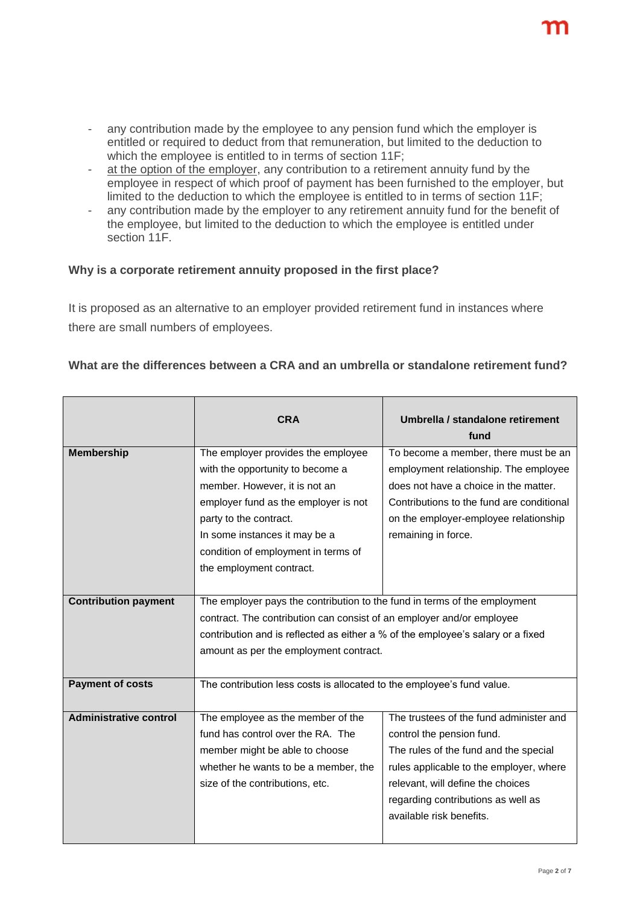- any contribution made by the employee to any pension fund which the employer is entitled or required to deduct from that remuneration, but limited to the deduction to which the employee is entitled to in terms of section 11F;
- at the option of the employer, any contribution to a retirement annuity fund by the employee in respect of which proof of payment has been furnished to the employer, but limited to the deduction to which the employee is entitled to in terms of section 11F;
- any contribution made by the employer to any retirement annuity fund for the benefit of the employee, but limited to the deduction to which the employee is entitled under section 11F.

### Why is a corporate retirement annuity proposed in the first place?

It is proposed as an alternative to an employer provided retirement fund in instances where there are small numbers of employees.

### What are the differences between a CRA and an umbrella or standalone retirement fund?

| | CRA | Umbrella / standalone retirement fund |
|---|---|---|
| **Membership** | The employer provides the employee with the opportunity to become a member. However, it is not an employer fund as the employer is not party to the contract. In some instances it may be a condition of employment in terms of the employment contract. | To become a member, there must be an employment relationship. The employee does not have a choice in the matter. Contributions to the fund are conditional on the employer-employee relationship remaining in force. |
| **Contribution payment** | The employer pays the contribution to the fund in terms of the employment contract. The contribution can consist of an employer and/or employee contribution and is reflected as either a % of the employee's salary or a fixed amount as per the employment contract. | |
| **Payment of costs** | The contribution less costs is allocated to the employee's fund value. | |
| **Administrative control** | The employee as the member of the fund has control over the RA. The member might be able to choose whether he wants to be a member, the size of the contributions, etc. | The trustees of the fund administer and control the pension fund. The rules of the fund and the special rules applicable to the employer, where relevant, will define the choices regarding contributions as well as available risk benefits. |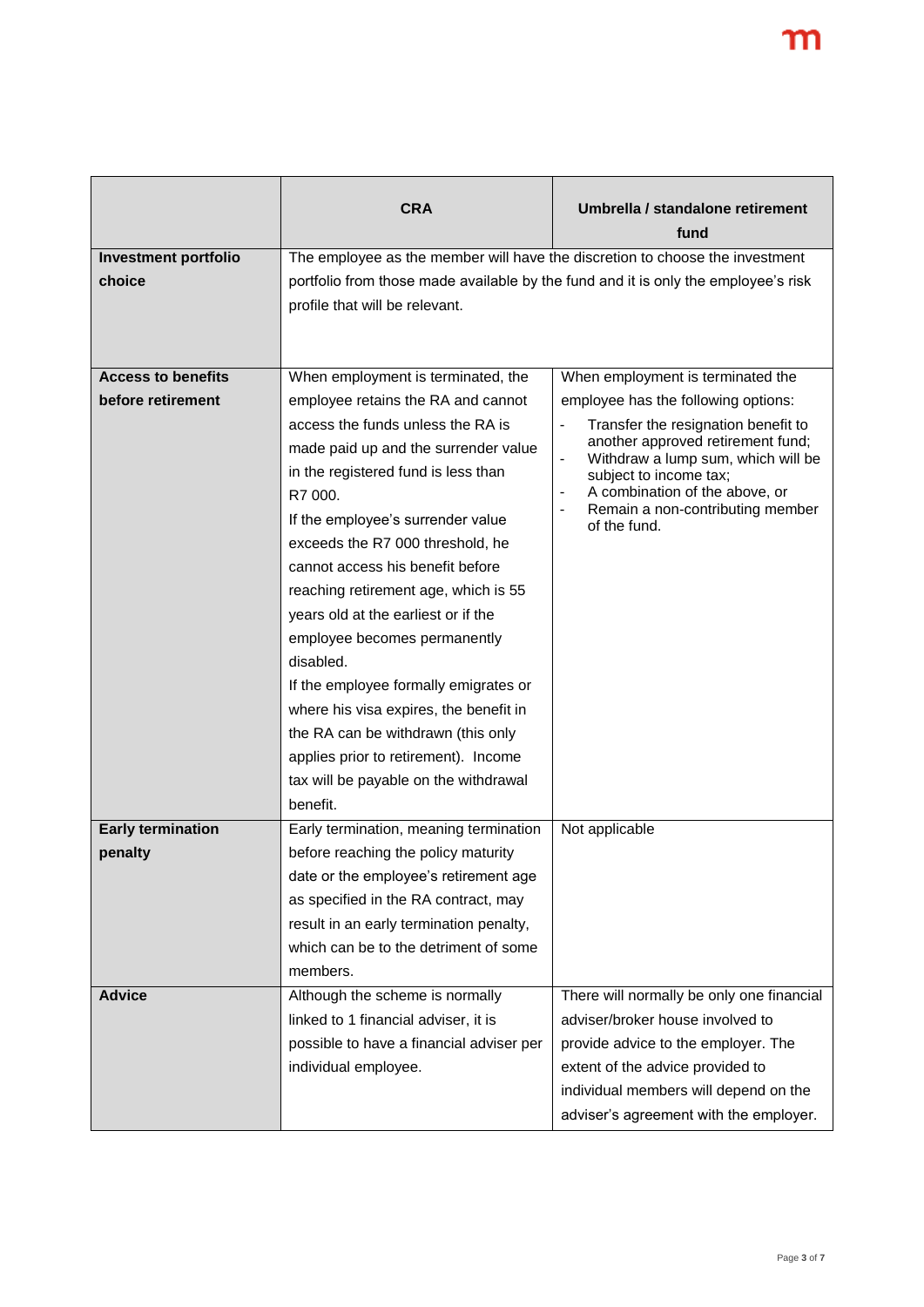| | CRA | Umbrella / standalone retirement fund |
|---|---|---|
| **Investment portfolio choice** | The employee as the member will have the discretion to choose the investment portfolio from those made available by the fund and it is only the employee's risk profile that will be relevant. | |
| **Access to benefits before retirement** | When employment is terminated, the employee retains the RA and cannot access the funds unless the RA is made paid up and the surrender value in the registered fund is less than R7 000.<br>If the employee's surrender value exceeds the R7 000 threshold, he cannot access his benefit before reaching retirement age, which is 55 years old at the earliest or if the employee becomes permanently disabled.<br>If the employee formally emigrates or where his visa expires, the benefit in the RA can be withdrawn (this only applies prior to retirement). Income tax will be payable on the withdrawal benefit. | When employment is terminated the employee has the following options:<br>- Transfer the resignation benefit to another approved retirement fund;<br>- Withdraw a lump sum, which will be subject to income tax;<br>- A combination of the above, or<br>- Remain a non-contributing member of the fund. |
| **Early termination penalty** | Early termination, meaning termination before reaching the policy maturity date or the employee's retirement age as specified in the RA contract, may result in an early termination penalty, which can be to the detriment of some members. | Not applicable |
| **Advice** | Although the scheme is normally linked to 1 financial adviser, it is possible to have a financial adviser per individual employee. | There will normally be only one financial adviser/broker house involved to provide advice to the employer. The extent of the advice provided to individual members will depend on the adviser's agreement with the employer. |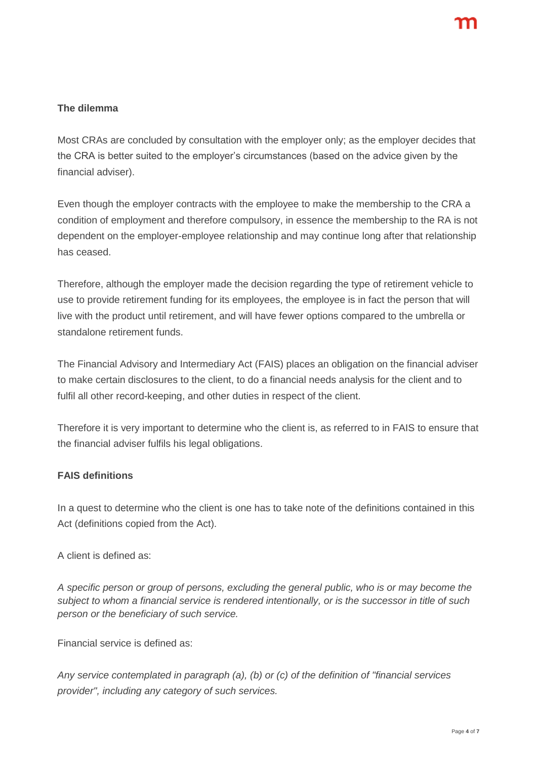**The dilemma**

Most CRAs are concluded by consultation with the employer only; as the employer decides that the CRA is better suited to the employer's circumstances (based on the advice given by the financial adviser).

Even though the employer contracts with the employee to make the membership to the CRA a condition of employment and therefore compulsory, in essence the membership to the RA is not dependent on the employer-employee relationship and may continue long after that relationship has ceased.

Therefore, although the employer made the decision regarding the type of retirement vehicle to use to provide retirement funding for its employees, the employee is in fact the person that will live with the product until retirement, and will have fewer options compared to the umbrella or standalone retirement funds.

The Financial Advisory and Intermediary Act (FAIS) places an obligation on the financial adviser to make certain disclosures to the client, to do a financial needs analysis for the client and to fulfil all other record-keeping, and other duties in respect of the client.

Therefore it is very important to determine who the client is, as referred to in FAIS to ensure that the financial adviser fulfils his legal obligations.

**FAIS definitions**

In a quest to determine who the client is one has to take note of the definitions contained in this Act (definitions copied from the Act).

A client is defined as:

*A specific person or group of persons, excluding the general public, who is or may become the subject to whom a financial service is rendered intentionally, or is the successor in title of such person or the beneficiary of such service.*

Financial service is defined as:

*Any service contemplated in paragraph (a), (b) or (c) of the definition of "financial services provider", including any category of such services.*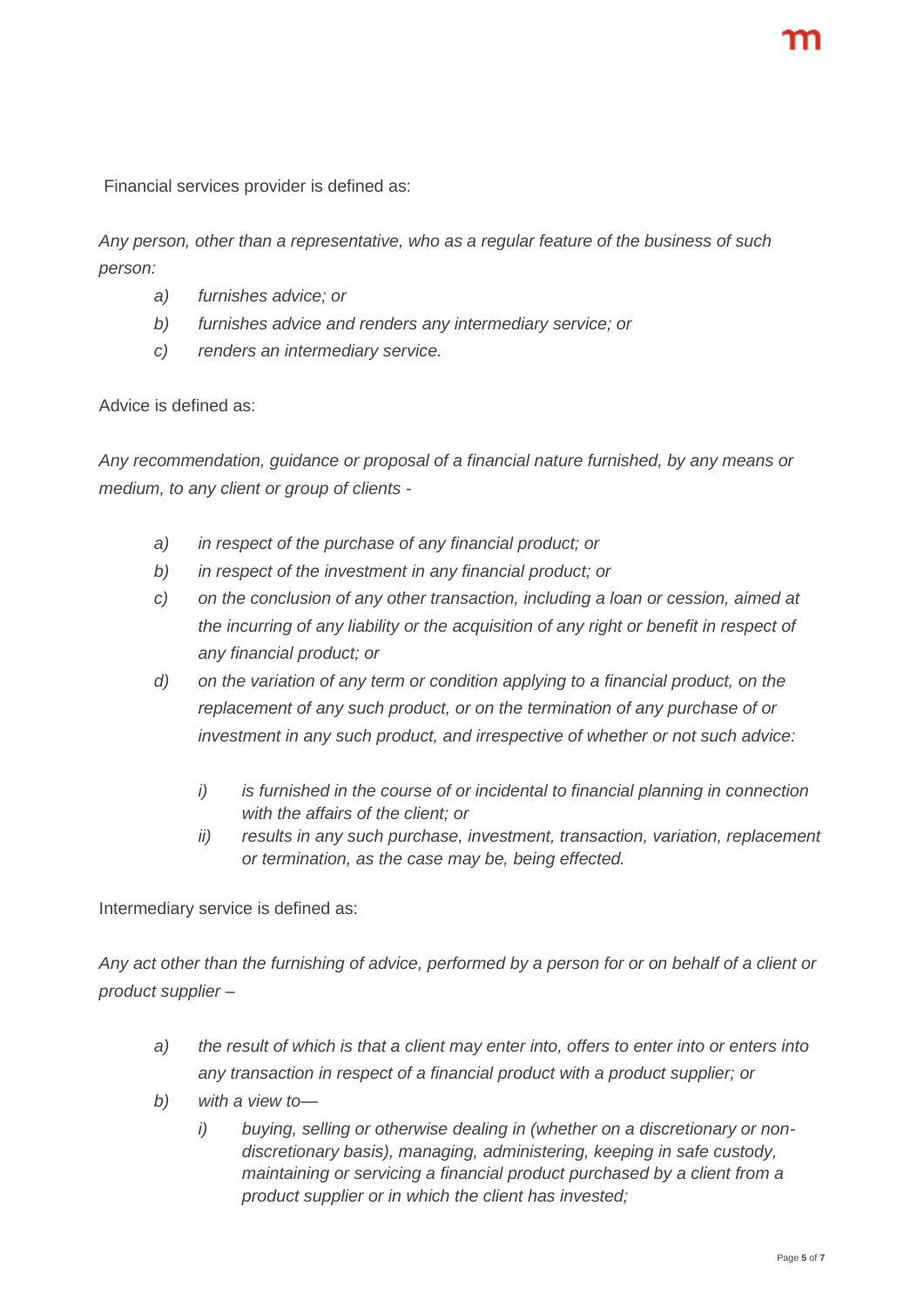Financial services provider is defined as:

*Any person, other than a representative, who as a regular feature of the business of such person:*

- *a) furnishes advice; or*
- *b) furnishes advice and renders any intermediary service; or*
- *c) renders an intermediary service.*

Advice is defined as:

*Any recommendation, guidance or proposal of a financial nature furnished, by any means or medium, to any client or group of clients -*

- *a) in respect of the purchase of any financial product; or*
- *b) in respect of the investment in any financial product; or*
- *c) on the conclusion of any other transaction, including a loan or cession, aimed at the incurring of any liability or the acquisition of any right or benefit in respect of any financial product; or*
- *d) on the variation of any term or condition applying to a financial product, on the replacement of any such product, or on the termination of any purchase of or investment in any such product, and irrespective of whether or not such advice:*
  - *i) is furnished in the course of or incidental to financial planning in connection with the affairs of the client; or*
  - *ii) results in any such purchase, investment, transaction, variation, replacement or termination, as the case may be, being effected.*

Intermediary service is defined as:

*Any act other than the furnishing of advice, performed by a person for or on behalf of a client or product supplier –*

- *a) the result of which is that a client may enter into, offers to enter into or enters into any transaction in respect of a financial product with a product supplier; or*
- *b) with a view to—*
  - *i) buying, selling or otherwise dealing in (whether on a discretionary or non-discretionary basis), managing, administering, keeping in safe custody, maintaining or servicing a financial product purchased by a client from a product supplier or in which the client has invested;*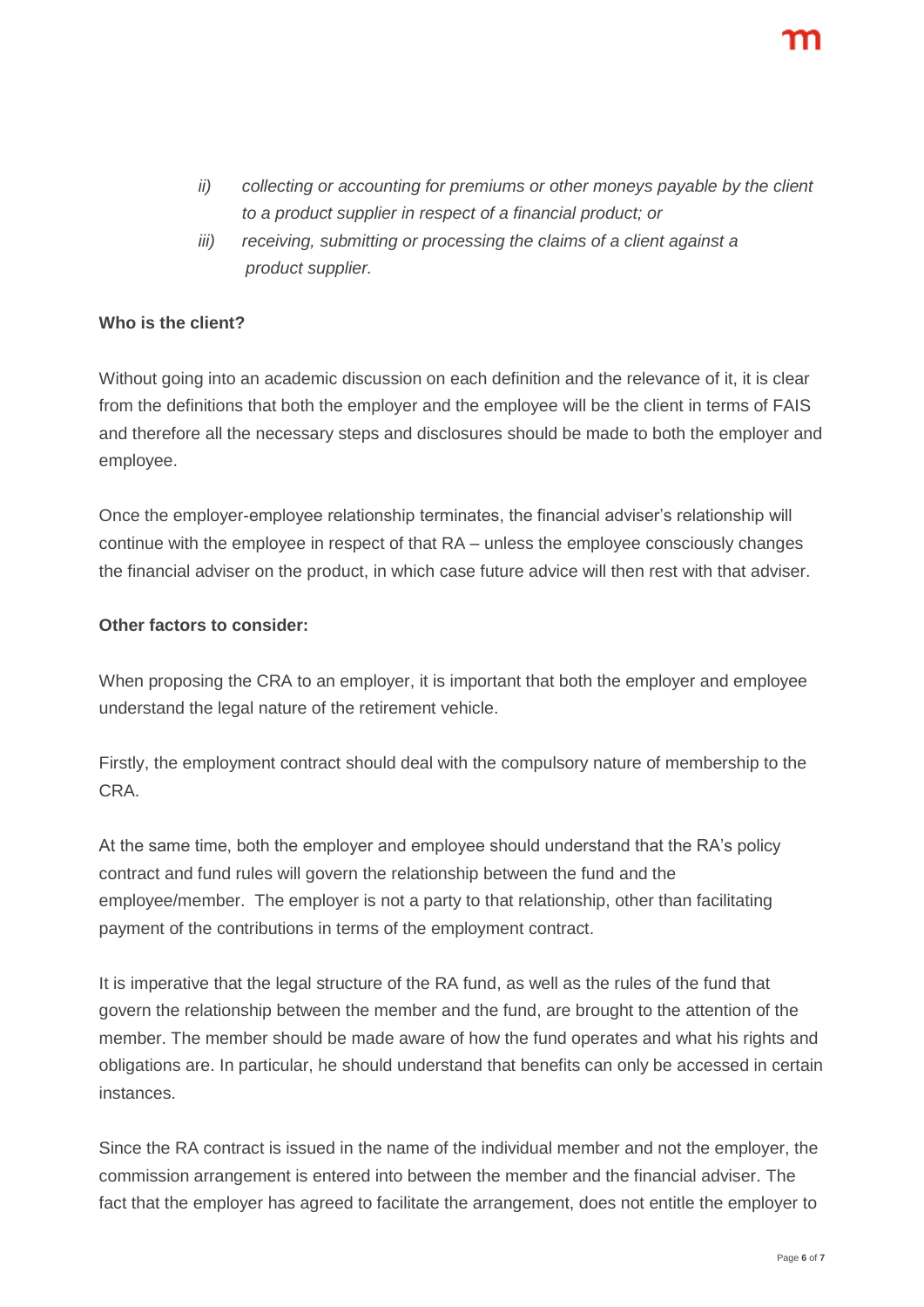*ii) collecting or accounting for premiums or other moneys payable by the client to a product supplier in respect of a financial product; or*

*iii) receiving, submitting or processing the claims of a client against a product supplier.*

**Who is the client?**

Without going into an academic discussion on each definition and the relevance of it, it is clear from the definitions that both the employer and the employee will be the client in terms of FAIS and therefore all the necessary steps and disclosures should be made to both the employer and employee.

Once the employer-employee relationship terminates, the financial adviser's relationship will continue with the employee in respect of that RA – unless the employee consciously changes the financial adviser on the product, in which case future advice will then rest with that adviser.

**Other factors to consider:**

When proposing the CRA to an employer, it is important that both the employer and employee understand the legal nature of the retirement vehicle.

Firstly, the employment contract should deal with the compulsory nature of membership to the CRA.

At the same time, both the employer and employee should understand that the RA's policy contract and fund rules will govern the relationship between the fund and the employee/member. The employer is not a party to that relationship, other than facilitating payment of the contributions in terms of the employment contract.

It is imperative that the legal structure of the RA fund, as well as the rules of the fund that govern the relationship between the member and the fund, are brought to the attention of the member. The member should be made aware of how the fund operates and what his rights and obligations are. In particular, he should understand that benefits can only be accessed in certain instances.

Since the RA contract is issued in the name of the individual member and not the employer, the commission arrangement is entered into between the member and the financial adviser. The fact that the employer has agreed to facilitate the arrangement, does not entitle the employer to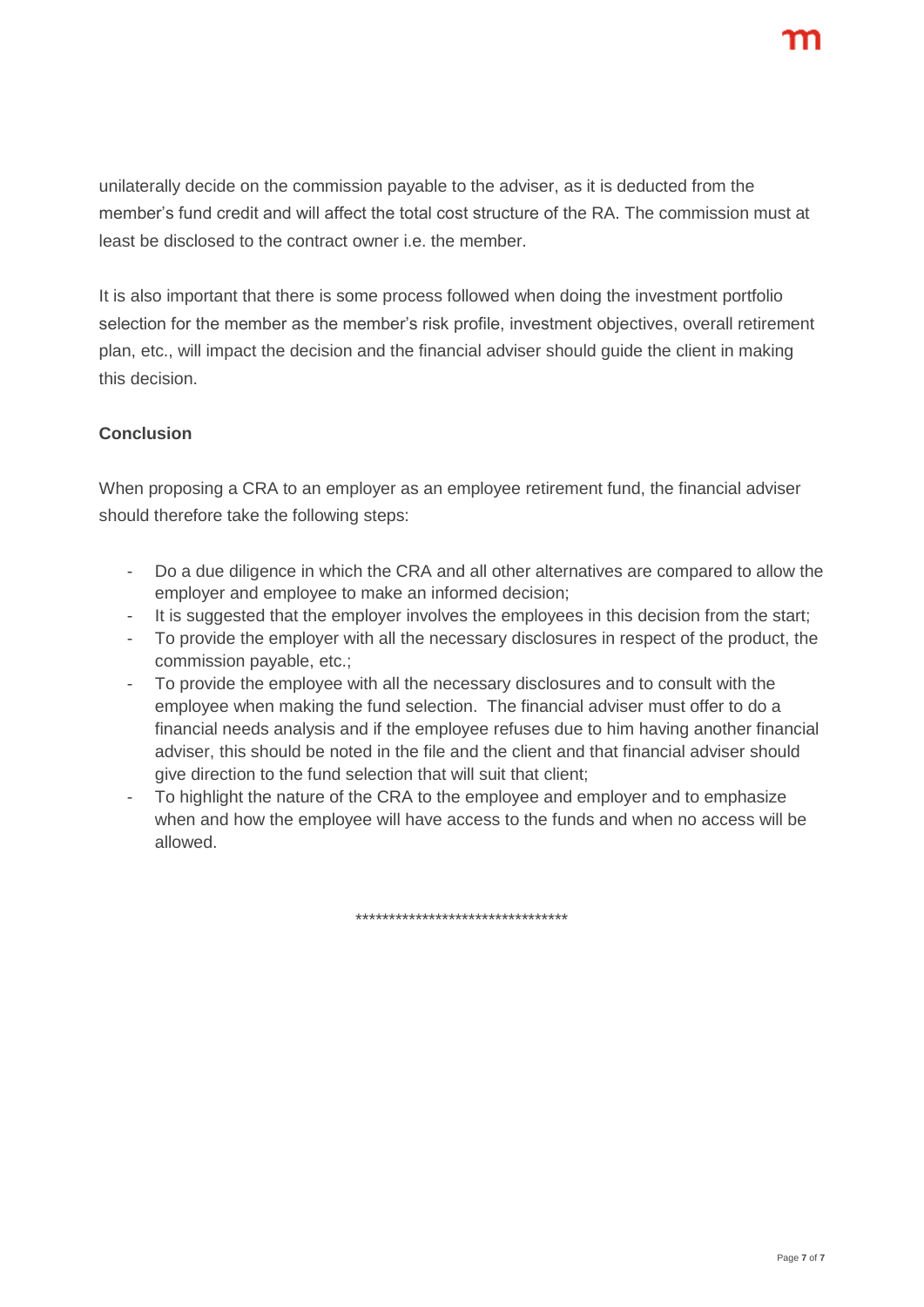unilaterally decide on the commission payable to the adviser, as it is deducted from the member's fund credit and will affect the total cost structure of the RA. The commission must at least be disclosed to the contract owner i.e. the member.

It is also important that there is some process followed when doing the investment portfolio selection for the member as the member's risk profile, investment objectives, overall retirement plan, etc., will impact the decision and the financial adviser should guide the client in making this decision.

**Conclusion**

When proposing a CRA to an employer as an employee retirement fund, the financial adviser should therefore take the following steps:

- Do a due diligence in which the CRA and all other alternatives are compared to allow the employer and employee to make an informed decision;
- It is suggested that the employer involves the employees in this decision from the start;
- To provide the employer with all the necessary disclosures in respect of the product, the commission payable, etc.;
- To provide the employee with all the necessary disclosures and to consult with the employee when making the fund selection. The financial adviser must offer to do a financial needs analysis and if the employee refuses due to him having another financial adviser, this should be noted in the file and the client and that financial adviser should give direction to the fund selection that will suit that client;
- To highlight the nature of the CRA to the employee and employer and to emphasize when and how the employee will have access to the funds and when no access will be allowed.

********************************